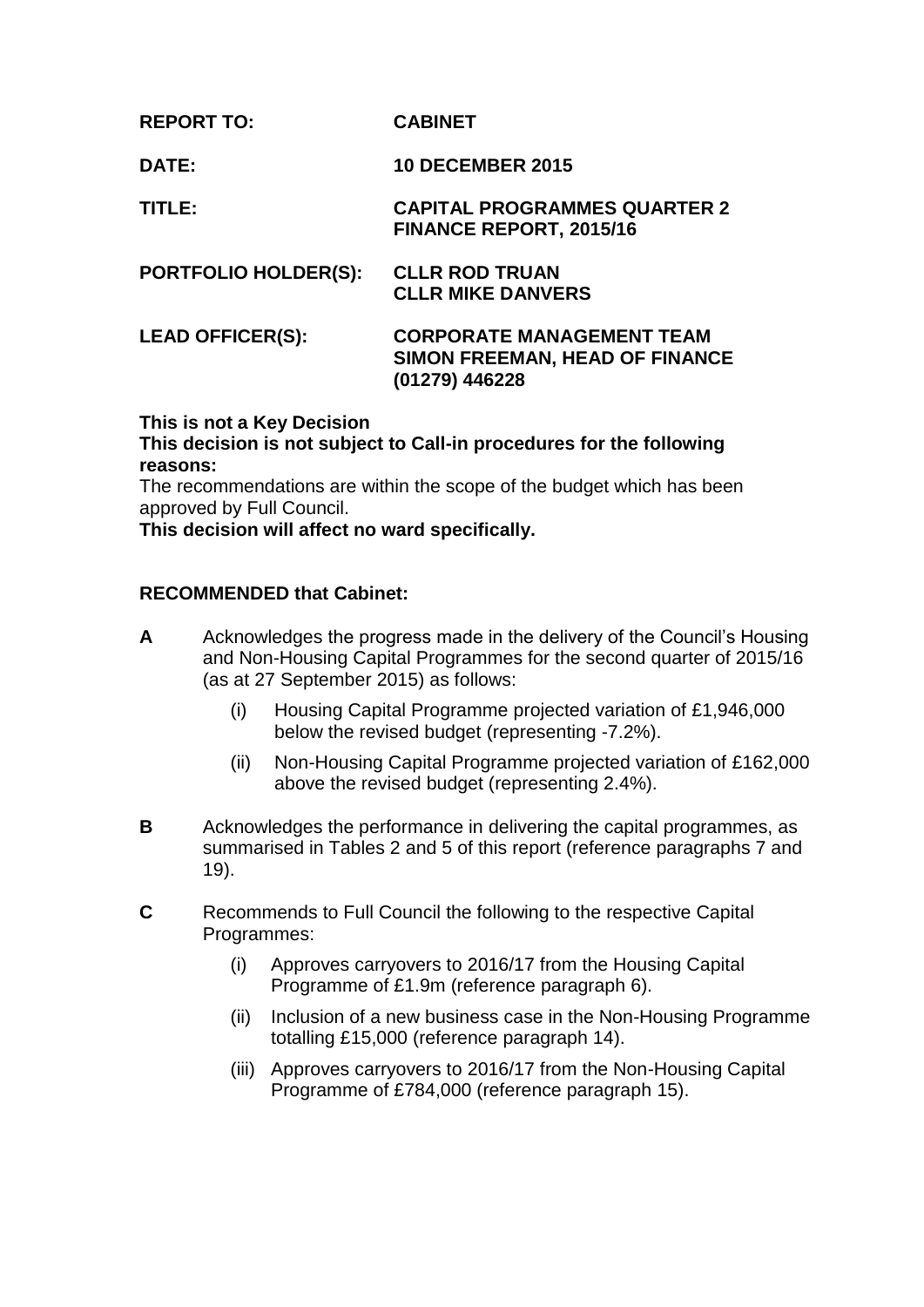| | |
|---|---|
| **REPORT TO:** | **CABINET** |
| **DATE:** | **10 DECEMBER 2015** |
| **TITLE:** | **CAPITAL PROGRAMMES QUARTER 2 FINANCE REPORT, 2015/16** |
| **PORTFOLIO HOLDER(S):** | **CLLR ROD TRUAN**<br>**CLLR MIKE DANVERS** |
| **LEAD OFFICER(S):** | **CORPORATE MANAGEMENT TEAM**<br>**SIMON FREEMAN, HEAD OF FINANCE**<br>**(01279) 446228** |

**This is not a Key Decision**

**This decision is not subject to Call-in procedures for the following reasons:**

The recommendations are within the scope of the budget which has been approved by Full Council.

**This decision will affect no ward specifically.**

**RECOMMENDED that Cabinet:**

**A** Acknowledges the progress made in the delivery of the Council's Housing and Non-Housing Capital Programmes for the second quarter of 2015/16 (as at 27 September 2015) as follows:

- (i) Housing Capital Programme projected variation of £1,946,000 below the revised budget (representing -7.2%).
- (ii) Non-Housing Capital Programme projected variation of £162,000 above the revised budget (representing 2.4%).

**B** Acknowledges the performance in delivering the capital programmes, as summarised in Tables 2 and 5 of this report (reference paragraphs 7 and 19).

**C** Recommends to Full Council the following to the respective Capital Programmes:

- (i) Approves carryovers to 2016/17 from the Housing Capital Programme of £1.9m (reference paragraph 6).
- (ii) Inclusion of a new business case in the Non-Housing Programme totalling £15,000 (reference paragraph 14).
- (iii) Approves carryovers to 2016/17 from the Non-Housing Capital Programme of £784,000 (reference paragraph 15).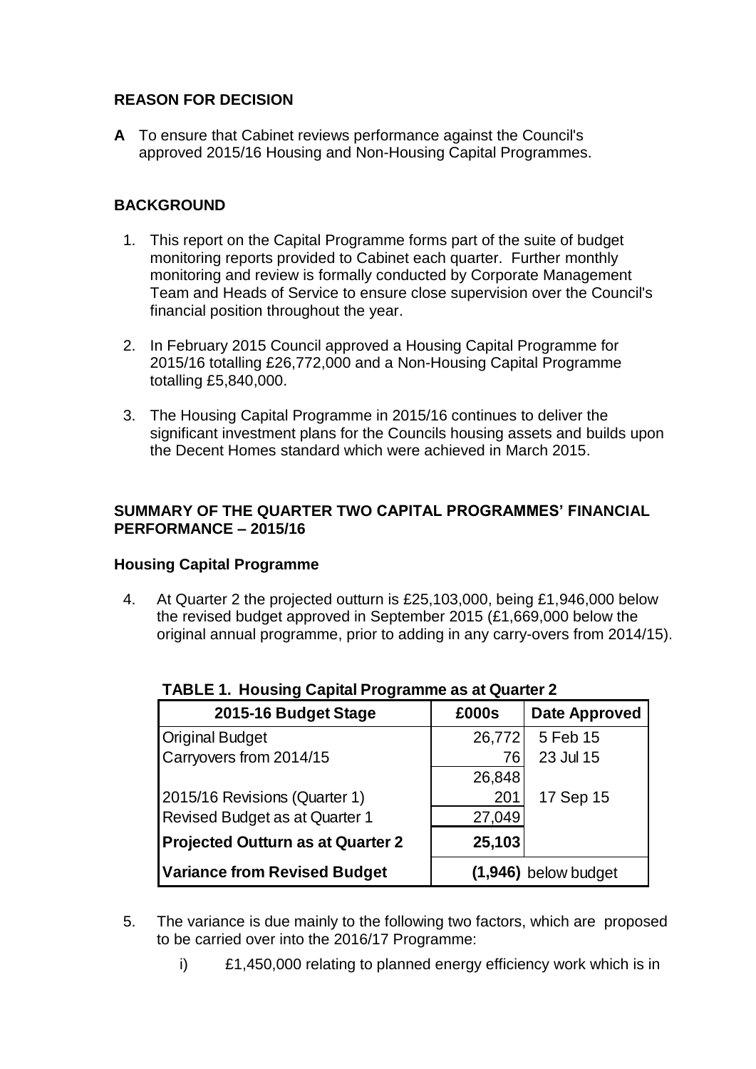## REASON FOR DECISION

**A** To ensure that Cabinet reviews performance against the Council's approved 2015/16 Housing and Non-Housing Capital Programmes.

## BACKGROUND

1. This report on the Capital Programme forms part of the suite of budget monitoring reports provided to Cabinet each quarter. Further monthly monitoring and review is formally conducted by Corporate Management Team and Heads of Service to ensure close supervision over the Council's financial position throughout the year.

2. In February 2015 Council approved a Housing Capital Programme for 2015/16 totalling £26,772,000 and a Non-Housing Capital Programme totalling £5,840,000.

3. The Housing Capital Programme in 2015/16 continues to deliver the significant investment plans for the Councils housing assets and builds upon the Decent Homes standard which were achieved in March 2015.

## SUMMARY OF THE QUARTER TWO CAPITAL PROGRAMMES' FINANCIAL PERFORMANCE – 2015/16

### Housing Capital Programme

4. At Quarter 2 the projected outturn is £25,103,000, being £1,946,000 below the revised budget approved in September 2015 (£1,669,000 below the original annual programme, prior to adding in any carry-overs from 2014/15).

**TABLE 1. Housing Capital Programme as at Quarter 2**

| 2015-16 Budget Stage | £000s | Date Approved |
|---|---|---|
| Original Budget | 26,772 | 5 Feb 15 |
| Carryovers from 2014/15 | 76 | 23 Jul 15 |
| | 26,848 | |
| 2015/16 Revisions (Quarter 1) | 201 | 17 Sep 15 |
| Revised Budget as at Quarter 1 | 27,049 | |
| **Projected Outturn as at Quarter 2** | **25,103** | |
| **Variance from Revised Budget** | **(1,946)** below budget | |

5. The variance is due mainly to the following two factors, which are proposed to be carried over into the 2016/17 Programme:

   i) £1,450,000 relating to planned energy efficiency work which is in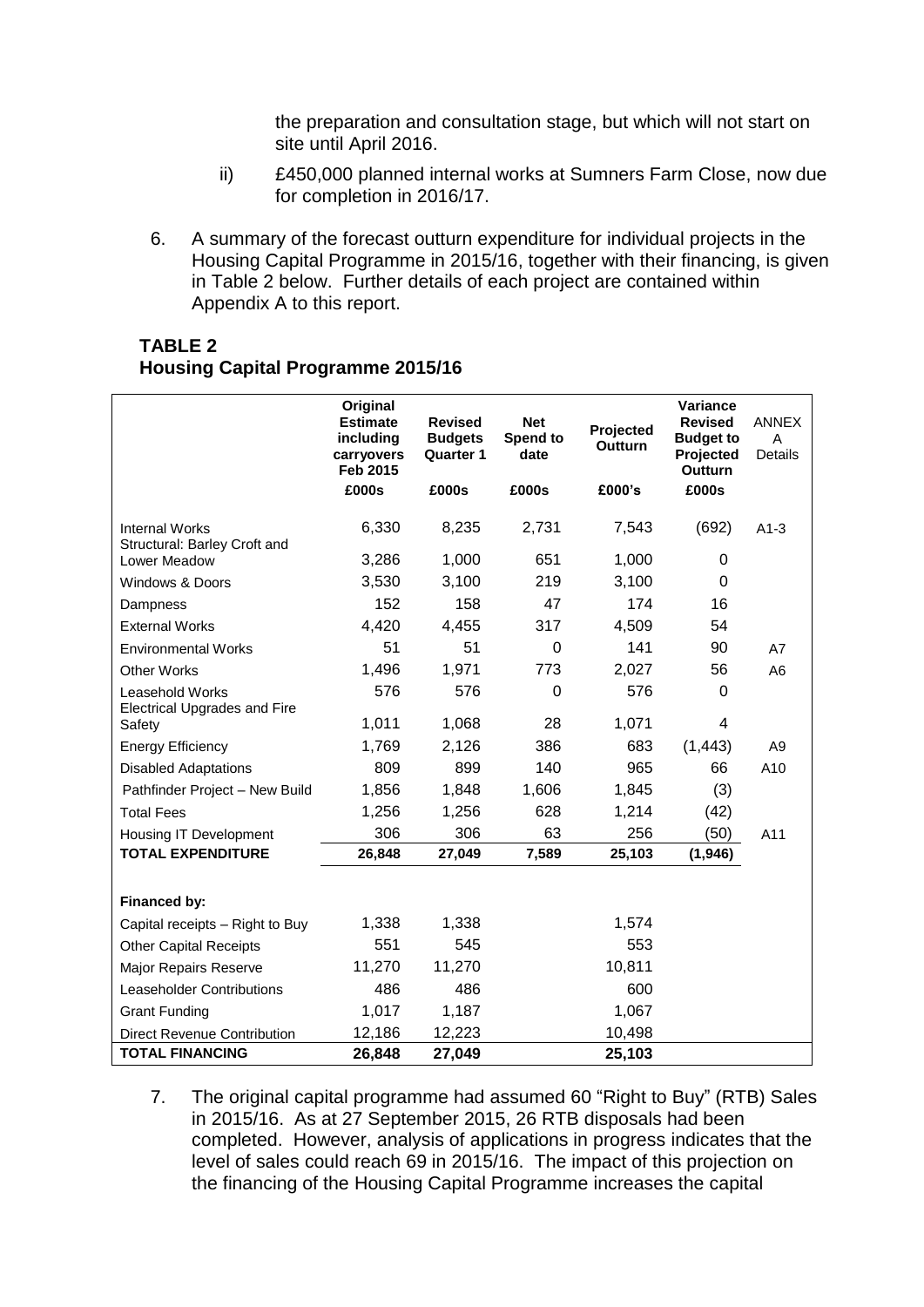the preparation and consultation stage, but which will not start on site until April 2016.

ii) £450,000 planned internal works at Sumners Farm Close, now due for completion in 2016/17.

6. A summary of the forecast outturn expenditure for individual projects in the Housing Capital Programme in 2015/16, together with their financing, is given in Table 2 below. Further details of each project are contained within Appendix A to this report.

**TABLE 2**
**Housing Capital Programme 2015/16**

| | Original Estimate including carryovers Feb 2015 | Revised Budgets Quarter 1 | Net Spend to date | Projected Outturn | Variance Revised Budget to Projected Outturn | ANNEX A Details |
|---|---|---|---|---|---|---|
| | £000s | £000s | £000s | £000's | £000s | |
| Internal Works | 6,330 | 8,235 | 2,731 | 7,543 | (692) | A1-3 |
| Structural: Barley Croft and Lower Meadow | 3,286 | 1,000 | 651 | 1,000 | 0 | |
| Windows & Doors | 3,530 | 3,100 | 219 | 3,100 | 0 | |
| Dampness | 152 | 158 | 47 | 174 | 16 | |
| External Works | 4,420 | 4,455 | 317 | 4,509 | 54 | |
| Environmental Works | 51 | 51 | 0 | 141 | 90 | A7 |
| Other Works | 1,496 | 1,971 | 773 | 2,027 | 56 | A6 |
| Leasehold Works | 576 | 576 | 0 | 576 | 0 | |
| Electrical Upgrades and Fire Safety | 1,011 | 1,068 | 28 | 1,071 | 4 | |
| Energy Efficiency | 1,769 | 2,126 | 386 | 683 | (1,443) | A9 |
| Disabled Adaptations | 809 | 899 | 140 | 965 | 66 | A10 |
| Pathfinder Project – New Build | 1,856 | 1,848 | 1,606 | 1,845 | (3) | |
| Total Fees | 1,256 | 1,256 | 628 | 1,214 | (42) | |
| Housing IT Development | 306 | 306 | 63 | 256 | (50) | A11 |
| **TOTAL EXPENDITURE** | **26,848** | **27,049** | **7,589** | **25,103** | **(1,946)** | |
| | | | | | | |
| **Financed by:** | | | | | | |
| Capital receipts – Right to Buy | 1,338 | 1,338 | | 1,574 | | |
| Other Capital Receipts | 551 | 545 | | 553 | | |
| Major Repairs Reserve | 11,270 | 11,270 | | 10,811 | | |
| Leaseholder Contributions | 486 | 486 | | 600 | | |
| Grant Funding | 1,017 | 1,187 | | 1,067 | | |
| Direct Revenue Contribution | 12,186 | 12,223 | | 10,498 | | |
| **TOTAL FINANCING** | **26,848** | **27,049** | | **25,103** | | |

7. The original capital programme had assumed 60 "Right to Buy" (RTB) Sales in 2015/16. As at 27 September 2015, 26 RTB disposals had been completed. However, analysis of applications in progress indicates that the level of sales could reach 69 in 2015/16. The impact of this projection on the financing of the Housing Capital Programme increases the capital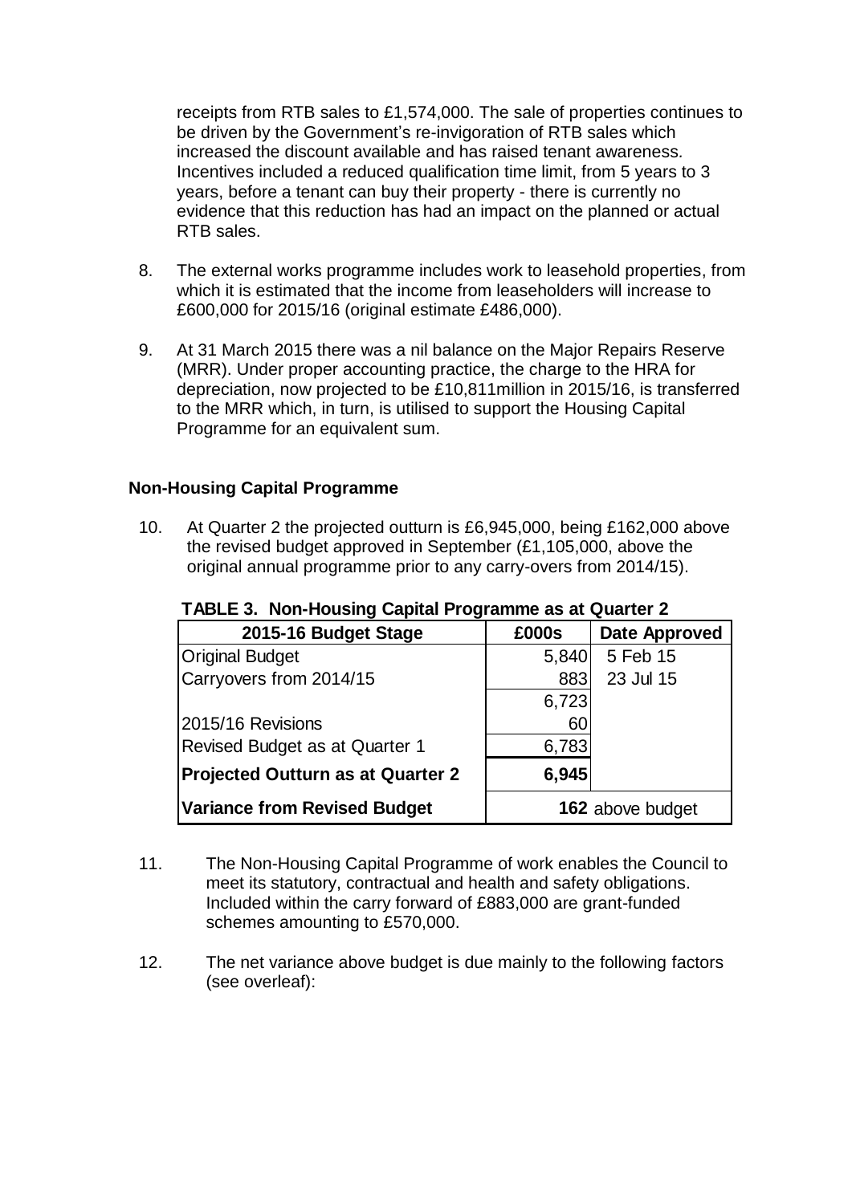receipts from RTB sales to £1,574,000. The sale of properties continues to be driven by the Government's re-invigoration of RTB sales which increased the discount available and has raised tenant awareness. Incentives included a reduced qualification time limit, from 5 years to 3 years, before a tenant can buy their property - there is currently no evidence that this reduction has had an impact on the planned or actual RTB sales.

8. The external works programme includes work to leasehold properties, from which it is estimated that the income from leaseholders will increase to £600,000 for 2015/16 (original estimate £486,000).

9. At 31 March 2015 there was a nil balance on the Major Repairs Reserve (MRR). Under proper accounting practice, the charge to the HRA for depreciation, now projected to be £10,811million in 2015/16, is transferred to the MRR which, in turn, is utilised to support the Housing Capital Programme for an equivalent sum.

### Non-Housing Capital Programme

10. At Quarter 2 the projected outturn is £6,945,000, being £162,000 above the revised budget approved in September (£1,105,000, above the original annual programme prior to any carry-overs from 2014/15).

**TABLE 3. Non-Housing Capital Programme as at Quarter 2**

| 2015-16 Budget Stage | £000s | Date Approved |
|---|---|---|
| Original Budget | 5,840 | 5 Feb 15 |
| Carryovers from 2014/15 | 883 | 23 Jul 15 |
| | 6,723 | |
| 2015/16 Revisions | 60 | |
| Revised Budget as at Quarter 1 | 6,783 | |
| **Projected Outturn as at Quarter 2** | **6,945** | |
| **Variance from Revised Budget** | **162** above budget | |

11. The Non-Housing Capital Programme of work enables the Council to meet its statutory, contractual and health and safety obligations. Included within the carry forward of £883,000 are grant-funded schemes amounting to £570,000.

12. The net variance above budget is due mainly to the following factors (see overleaf):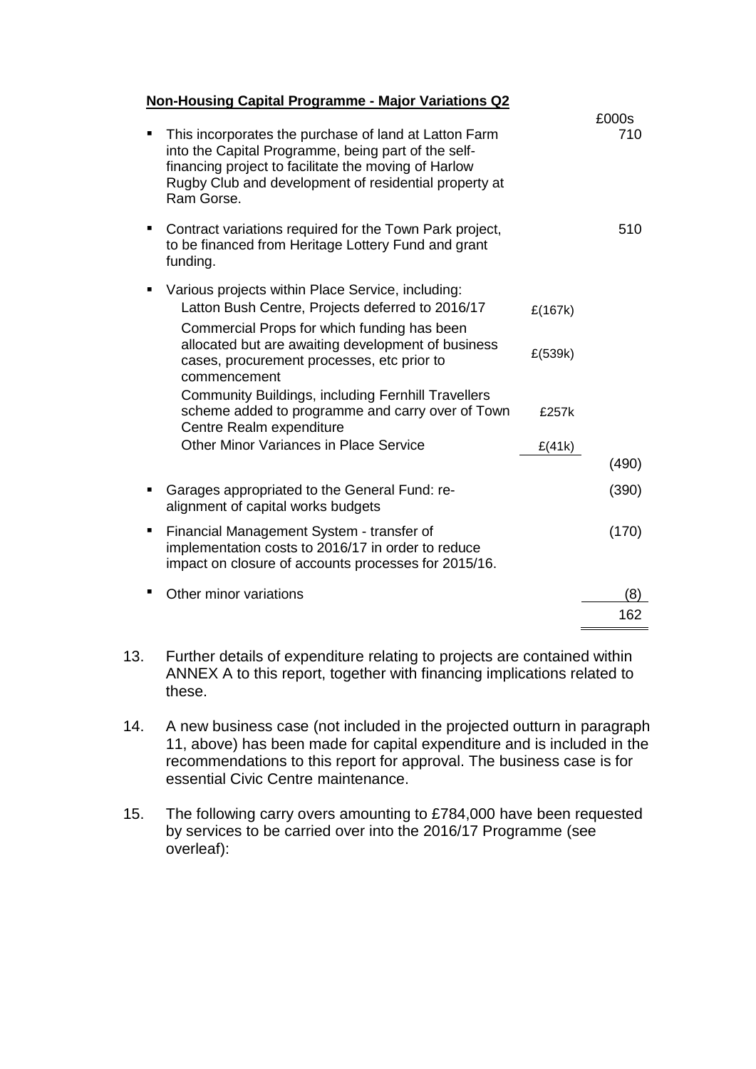**Non-Housing Capital Programme - Major Variations Q2**

| | | £000s |
|---|---|---|
| ▪ This incorporates the purchase of land at Latton Farm into the Capital Programme, being part of the self-financing project to facilitate the moving of Harlow Rugby Club and development of residential property at Ram Gorse. | | 710 |
| ▪ Contract variations required for the Town Park project, to be financed from Heritage Lottery Fund and grant funding. | | 510 |
| ▪ Various projects within Place Service, including: | | |
| Latton Bush Centre, Projects deferred to 2016/17 | £(167k) | |
| Commercial Props for which funding has been allocated but are awaiting development of business cases, procurement processes, etc prior to commencement | £(539k) | |
| Community Buildings, including Fernhill Travellers scheme added to programme and carry over of Town Centre Realm expenditure | £257k | |
| Other Minor Variances in Place Service | £(41k) | |
| | | (490) |
| ▪ Garages appropriated to the General Fund: re-alignment of capital works budgets | | (390) |
| ▪ Financial Management System - transfer of implementation costs to 2016/17 in order to reduce impact on closure of accounts processes for 2015/16. | | (170) |
| ▪ Other minor variations | | (8) |
| | | 162 |

13. Further details of expenditure relating to projects are contained within ANNEX A to this report, together with financing implications related to these.

14. A new business case (not included in the projected outturn in paragraph 11, above) has been made for capital expenditure and is included in the recommendations to this report for approval. The business case is for essential Civic Centre maintenance.

15. The following carry overs amounting to £784,000 have been requested by services to be carried over into the 2016/17 Programme (see overleaf):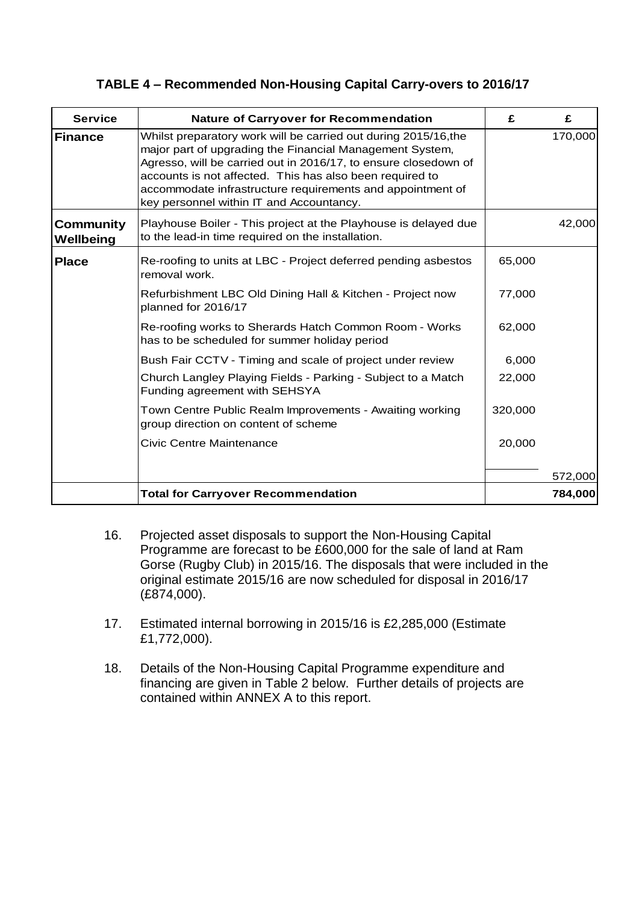### TABLE 4 – Recommended Non-Housing Capital Carry-overs to 2016/17

| Service | Nature of Carryover for Recommendation | £ | £ |
|---|---|---|---|
| **Finance** | Whilst preparatory work will be carried out during 2015/16,the major part of upgrading the Financial Management System, Agresso, will be carried out in 2016/17, to ensure closedown of accounts is not affected. This has also been required to accommodate infrastructure requirements and appointment of key personnel within IT and Accountancy. | | 170,000 |
| **Community Wellbeing** | Playhouse Boiler - This project at the Playhouse is delayed due to the lead-in time required on the installation. | | 42,000 |
| **Place** | Re-roofing to units at LBC - Project deferred pending asbestos removal work. | 65,000 | |
| | Refurbishment LBC Old Dining Hall & Kitchen - Project now planned for 2016/17 | 77,000 | |
| | Re-roofing works to Sherards Hatch Common Room - Works has to be scheduled for summer holiday period | 62,000 | |
| | Bush Fair CCTV - Timing and scale of project under review | 6,000 | |
| | Church Langley Playing Fields - Parking - Subject to a Match Funding agreement with SEHSYA | 22,000 | |
| | Town Centre Public Realm Improvements - Awaiting working group direction on content of scheme | 320,000 | |
| | Civic Centre Maintenance | 20,000 | |
| | | | 572,000 |
| | **Total for Carryover Recommendation** | | **784,000** |

16. Projected asset disposals to support the Non-Housing Capital Programme are forecast to be £600,000 for the sale of land at Ram Gorse (Rugby Club) in 2015/16. The disposals that were included in the original estimate 2015/16 are now scheduled for disposal in 2016/17 (£874,000).

17. Estimated internal borrowing in 2015/16 is £2,285,000 (Estimate £1,772,000).

18. Details of the Non-Housing Capital Programme expenditure and financing are given in Table 2 below. Further details of projects are contained within ANNEX A to this report.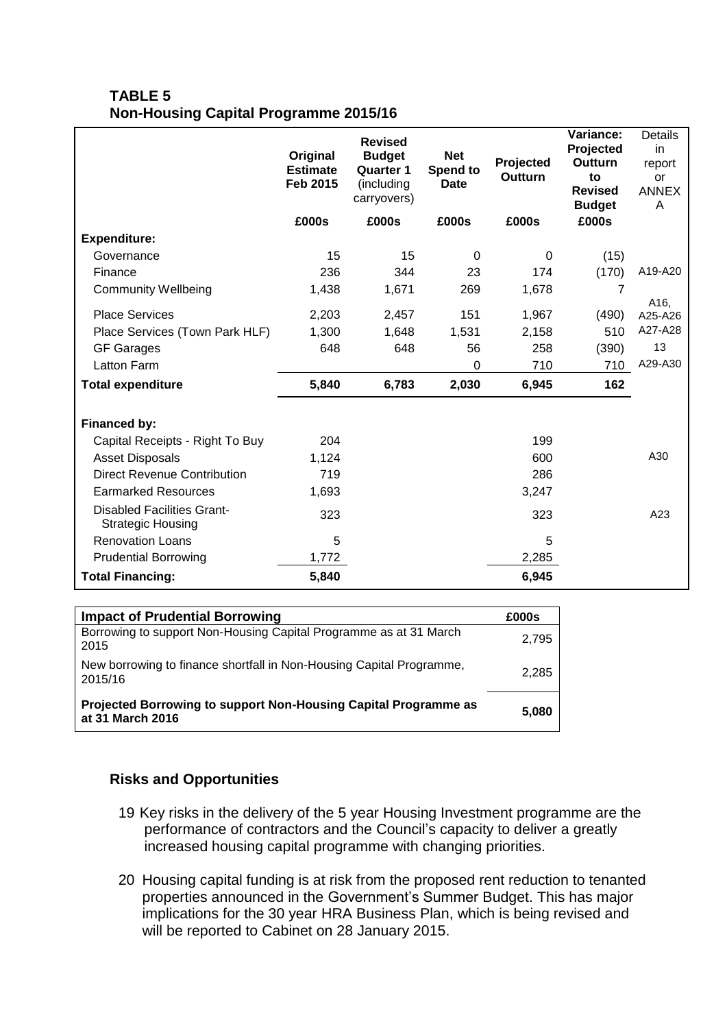**TABLE 5**
**Non-Housing Capital Programme 2015/16**

| | Original Estimate Feb 2015 | Revised Budget Quarter 1 (including carryovers) | Net Spend to Date | Projected Outturn | Variance: Projected Outturn to Revised Budget | Details in report or ANNEX A |
|---|---|---|---|---|---|---|
| | £000s | £000s | £000s | £000s | £000s | |
| **Expenditure:** | | | | | | |
| Governance | 15 | 15 | 0 | 0 | (15) | |
| Finance | 236 | 344 | 23 | 174 | (170) | A19-A20 |
| Community Wellbeing | 1,438 | 1,671 | 269 | 1,678 | 7 | |
| Place Services | 2,203 | 2,457 | 151 | 1,967 | (490) | A16, A25-A26 |
| Place Services (Town Park HLF) | 1,300 | 1,648 | 1,531 | 2,158 | 510 | A27-A28 |
| GF Garages | 648 | 648 | 56 | 258 | (390) | 13 |
| Latton Farm | | | 0 | 710 | 710 | A29-A30 |
| **Total expenditure** | **5,840** | **6,783** | **2,030** | **6,945** | **162** | |
| | | | | | | |
| **Financed by:** | | | | | | |
| Capital Receipts - Right To Buy | 204 | | | 199 | | |
| Asset Disposals | 1,124 | | | 600 | | A30 |
| Direct Revenue Contribution | 719 | | | 286 | | |
| Earmarked Resources | 1,693 | | | 3,247 | | |
| Disabled Facilities Grant-Strategic Housing | 323 | | | 323 | | A23 |
| Renovation Loans | 5 | | | 5 | | |
| Prudential Borrowing | 1,772 | | | 2,285 | | |
| **Total Financing:** | **5,840** | | | **6,945** | | |

| **Impact of Prudential Borrowing** | **£000s** |
|---|---|
| Borrowing to support Non-Housing Capital Programme as at 31 March 2015 | 2,795 |
| New borrowing to finance shortfall in Non-Housing Capital Programme, 2015/16 | 2,285 |
| **Projected Borrowing to support Non-Housing Capital Programme as at 31 March 2016** | **5,080** |

## Risks and Opportunities

19 Key risks in the delivery of the 5 year Housing Investment programme are the performance of contractors and the Council's capacity to deliver a greatly increased housing capital programme with changing priorities.

20 Housing capital funding is at risk from the proposed rent reduction to tenanted properties announced in the Government's Summer Budget. This has major implications for the 30 year HRA Business Plan, which is being revised and will be reported to Cabinet on 28 January 2015.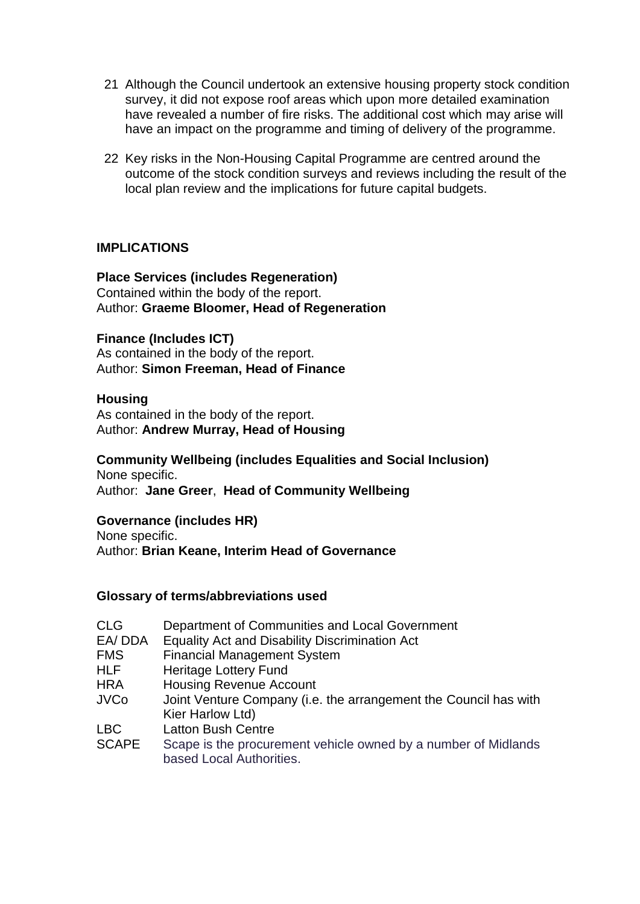21. Although the Council undertook an extensive housing property stock condition survey, it did not expose roof areas which upon more detailed examination have revealed a number of fire risks. The additional cost which may arise will have an impact on the programme and timing of delivery of the programme.

22. Key risks in the Non-Housing Capital Programme are centred around the outcome of the stock condition surveys and reviews including the result of the local plan review and the implications for future capital budgets.

## IMPLICATIONS

**Place Services (includes Regeneration)**
Contained within the body of the report.
Author: **Graeme Bloomer, Head of Regeneration**

**Finance (Includes ICT)**
As contained in the body of the report.
Author: **Simon Freeman, Head of Finance**

**Housing**
As contained in the body of the report.
Author: **Andrew Murray, Head of Housing**

**Community Wellbeing (includes Equalities and Social Inclusion)**
None specific.
Author: **Jane Greer**, **Head of Community Wellbeing**

**Governance (includes HR)**
None specific.
Author: **Brian Keane, Interim Head of Governance**

**Glossary of terms/abbreviations used**

| | |
|---|---|
| CLG | Department of Communities and Local Government |
| EA/ DDA | Equality Act and Disability Discrimination Act |
| FMS | Financial Management System |
| HLF | Heritage Lottery Fund |
| HRA | Housing Revenue Account |
| JVCo | Joint Venture Company (i.e. the arrangement the Council has with Kier Harlow Ltd) |
| LBC | Latton Bush Centre |
| SCAPE | Scape is the procurement vehicle owned by a number of Midlands based Local Authorities. |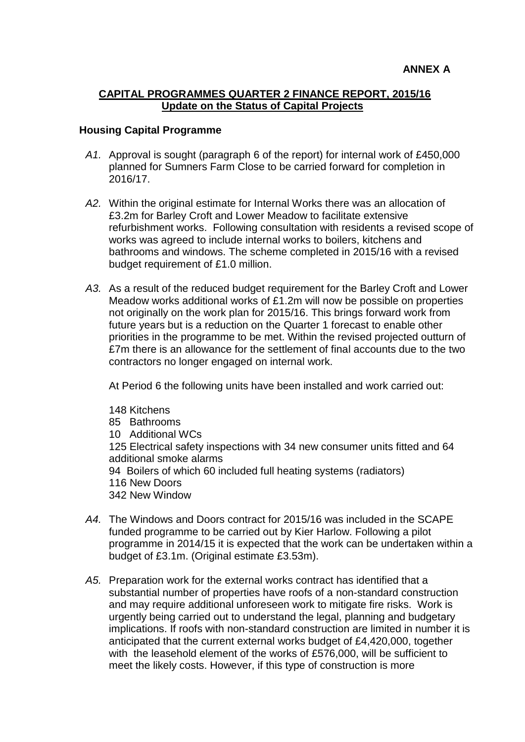**ANNEX A**

**CAPITAL PROGRAMMES QUARTER 2 FINANCE REPORT, 2015/16**
**Update on the Status of Capital Projects**

**Housing Capital Programme**

*A1.* Approval is sought (paragraph 6 of the report) for internal work of £450,000 planned for Sumners Farm Close to be carried forward for completion in 2016/17.

*A2.* Within the original estimate for Internal Works there was an allocation of £3.2m for Barley Croft and Lower Meadow to facilitate extensive refurbishment works. Following consultation with residents a revised scope of works was agreed to include internal works to boilers, kitchens and bathrooms and windows. The scheme completed in 2015/16 with a revised budget requirement of £1.0 million.

*A3.* As a result of the reduced budget requirement for the Barley Croft and Lower Meadow works additional works of £1.2m will now be possible on properties not originally on the work plan for 2015/16. This brings forward work from future years but is a reduction on the Quarter 1 forecast to enable other priorities in the programme to be met. Within the revised projected outturn of £7m there is an allowance for the settlement of final accounts due to the two contractors no longer engaged on internal work.

At Period 6 the following units have been installed and work carried out:

148 Kitchens
85 Bathrooms
10 Additional WCs
125 Electrical safety inspections with 34 new consumer units fitted and 64 additional smoke alarms
94 Boilers of which 60 included full heating systems (radiators)
116 New Doors
342 New Window

*A4.* The Windows and Doors contract for 2015/16 was included in the SCAPE funded programme to be carried out by Kier Harlow. Following a pilot programme in 2014/15 it is expected that the work can be undertaken within a budget of £3.1m. (Original estimate £3.53m).

*A5.* Preparation work for the external works contract has identified that a substantial number of properties have roofs of a non-standard construction and may require additional unforeseen work to mitigate fire risks. Work is urgently being carried out to understand the legal, planning and budgetary implications. If roofs with non-standard construction are limited in number it is anticipated that the current external works budget of £4,420,000, together with the leasehold element of the works of £576,000, will be sufficient to meet the likely costs. However, if this type of construction is more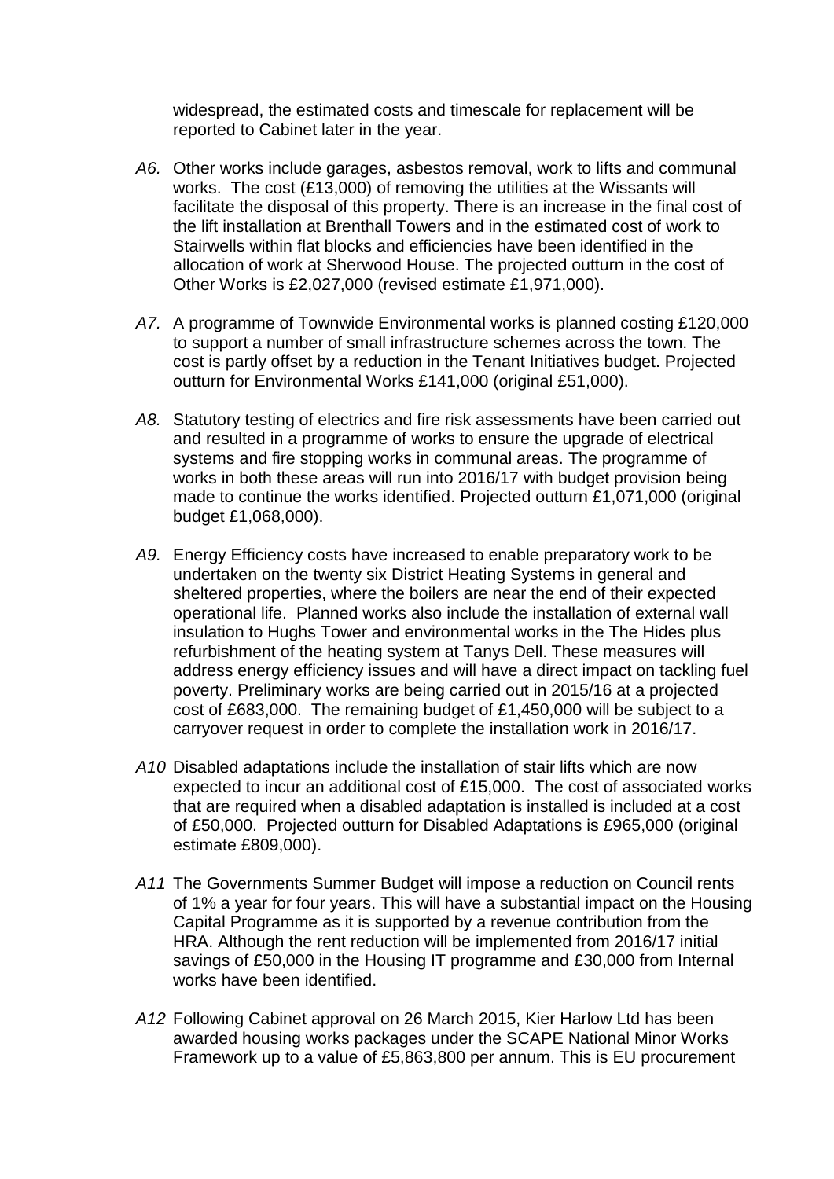widespread, the estimated costs and timescale for replacement will be reported to Cabinet later in the year.

*A6.* Other works include garages, asbestos removal, work to lifts and communal works. The cost (£13,000) of removing the utilities at the Wissants will facilitate the disposal of this property. There is an increase in the final cost of the lift installation at Brenthall Towers and in the estimated cost of work to Stairwells within flat blocks and efficiencies have been identified in the allocation of work at Sherwood House. The projected outturn in the cost of Other Works is £2,027,000 (revised estimate £1,971,000).

*A7.* A programme of Townwide Environmental works is planned costing £120,000 to support a number of small infrastructure schemes across the town. The cost is partly offset by a reduction in the Tenant Initiatives budget. Projected outturn for Environmental Works £141,000 (original £51,000).

*A8.* Statutory testing of electrics and fire risk assessments have been carried out and resulted in a programme of works to ensure the upgrade of electrical systems and fire stopping works in communal areas. The programme of works in both these areas will run into 2016/17 with budget provision being made to continue the works identified. Projected outturn £1,071,000 (original budget £1,068,000).

*A9.* Energy Efficiency costs have increased to enable preparatory work to be undertaken on the twenty six District Heating Systems in general and sheltered properties, where the boilers are near the end of their expected operational life. Planned works also include the installation of external wall insulation to Hughs Tower and environmental works in the The Hides plus refurbishment of the heating system at Tanys Dell. These measures will address energy efficiency issues and will have a direct impact on tackling fuel poverty. Preliminary works are being carried out in 2015/16 at a projected cost of £683,000. The remaining budget of £1,450,000 will be subject to a carryover request in order to complete the installation work in 2016/17.

*A10* Disabled adaptations include the installation of stair lifts which are now expected to incur an additional cost of £15,000. The cost of associated works that are required when a disabled adaptation is installed is included at a cost of £50,000. Projected outturn for Disabled Adaptations is £965,000 (original estimate £809,000).

*A11* The Governments Summer Budget will impose a reduction on Council rents of 1% a year for four years. This will have a substantial impact on the Housing Capital Programme as it is supported by a revenue contribution from the HRA. Although the rent reduction will be implemented from 2016/17 initial savings of £50,000 in the Housing IT programme and £30,000 from Internal works have been identified.

*A12* Following Cabinet approval on 26 March 2015, Kier Harlow Ltd has been awarded housing works packages under the SCAPE National Minor Works Framework up to a value of £5,863,800 per annum. This is EU procurement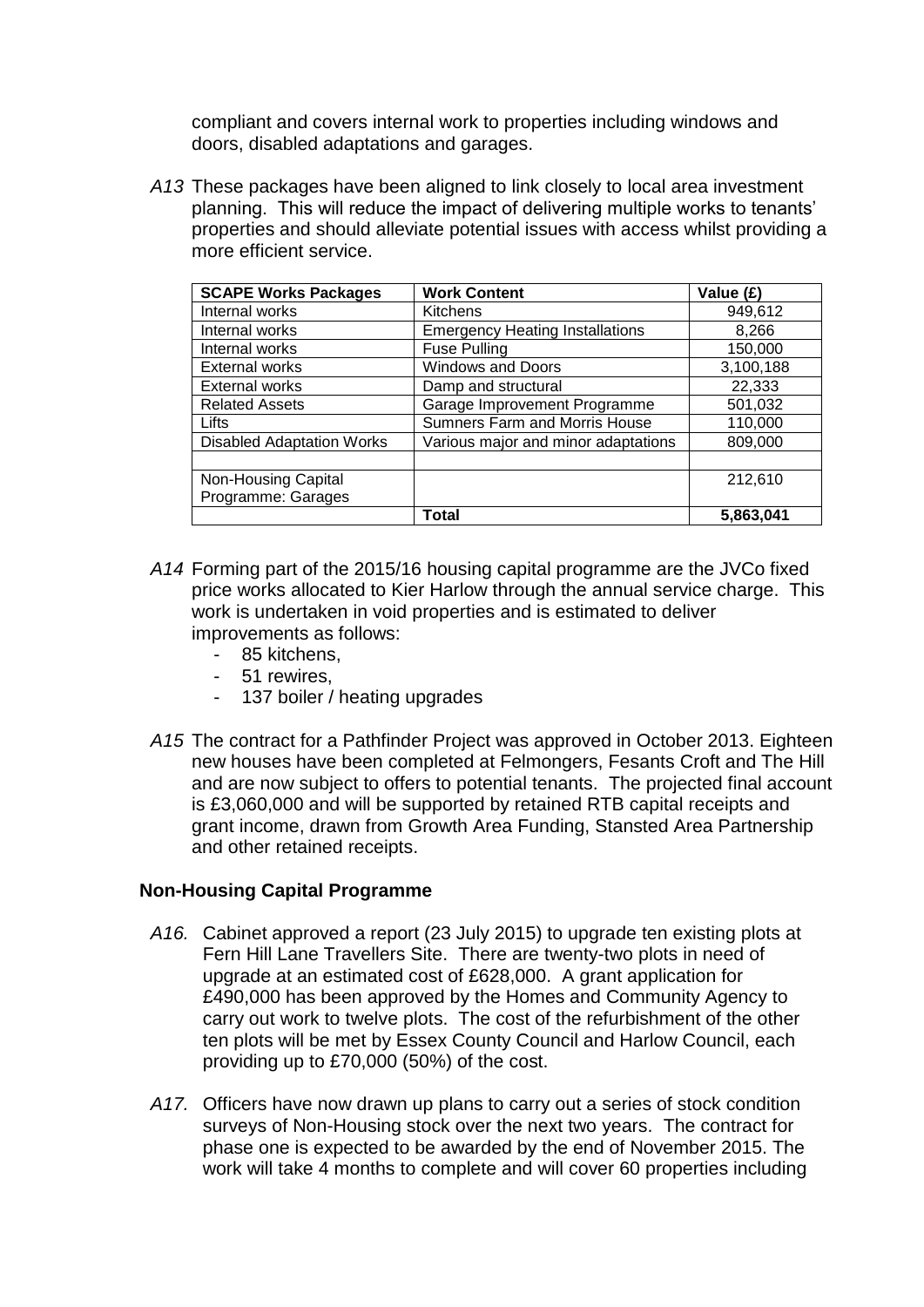compliant and covers internal work to properties including windows and doors, disabled adaptations and garages.

*A13* These packages have been aligned to link closely to local area investment planning. This will reduce the impact of delivering multiple works to tenants' properties and should alleviate potential issues with access whilst providing a more efficient service.

| SCAPE Works Packages | Work Content | Value (£) |
|---|---|---|
| Internal works | Kitchens | 949,612 |
| Internal works | Emergency Heating Installations | 8,266 |
| Internal works | Fuse Pulling | 150,000 |
| External works | Windows and Doors | 3,100,188 |
| External works | Damp and structural | 22,333 |
| Related Assets | Garage Improvement Programme | 501,032 |
| Lifts | Sumners Farm and Morris House | 110,000 |
| Disabled Adaptation Works | Various major and minor adaptations | 809,000 |
| | | |
| Non-Housing Capital Programme: Garages | | 212,610 |
| | **Total** | **5,863,041** |

*A14* Forming part of the 2015/16 housing capital programme are the JVCo fixed price works allocated to Kier Harlow through the annual service charge. This work is undertaken in void properties and is estimated to deliver improvements as follows:

- 85 kitchens,
- 51 rewires,
- 137 boiler / heating upgrades

*A15* The contract for a Pathfinder Project was approved in October 2013. Eighteen new houses have been completed at Felmongers, Fesants Croft and The Hill and are now subject to offers to potential tenants. The projected final account is £3,060,000 and will be supported by retained RTB capital receipts and grant income, drawn from Growth Area Funding, Stansted Area Partnership and other retained receipts.

## Non-Housing Capital Programme

*A16.* Cabinet approved a report (23 July 2015) to upgrade ten existing plots at Fern Hill Lane Travellers Site. There are twenty-two plots in need of upgrade at an estimated cost of £628,000. A grant application for £490,000 has been approved by the Homes and Community Agency to carry out work to twelve plots. The cost of the refurbishment of the other ten plots will be met by Essex County Council and Harlow Council, each providing up to £70,000 (50%) of the cost.

*A17.* Officers have now drawn up plans to carry out a series of stock condition surveys of Non-Housing stock over the next two years. The contract for phase one is expected to be awarded by the end of November 2015. The work will take 4 months to complete and will cover 60 properties including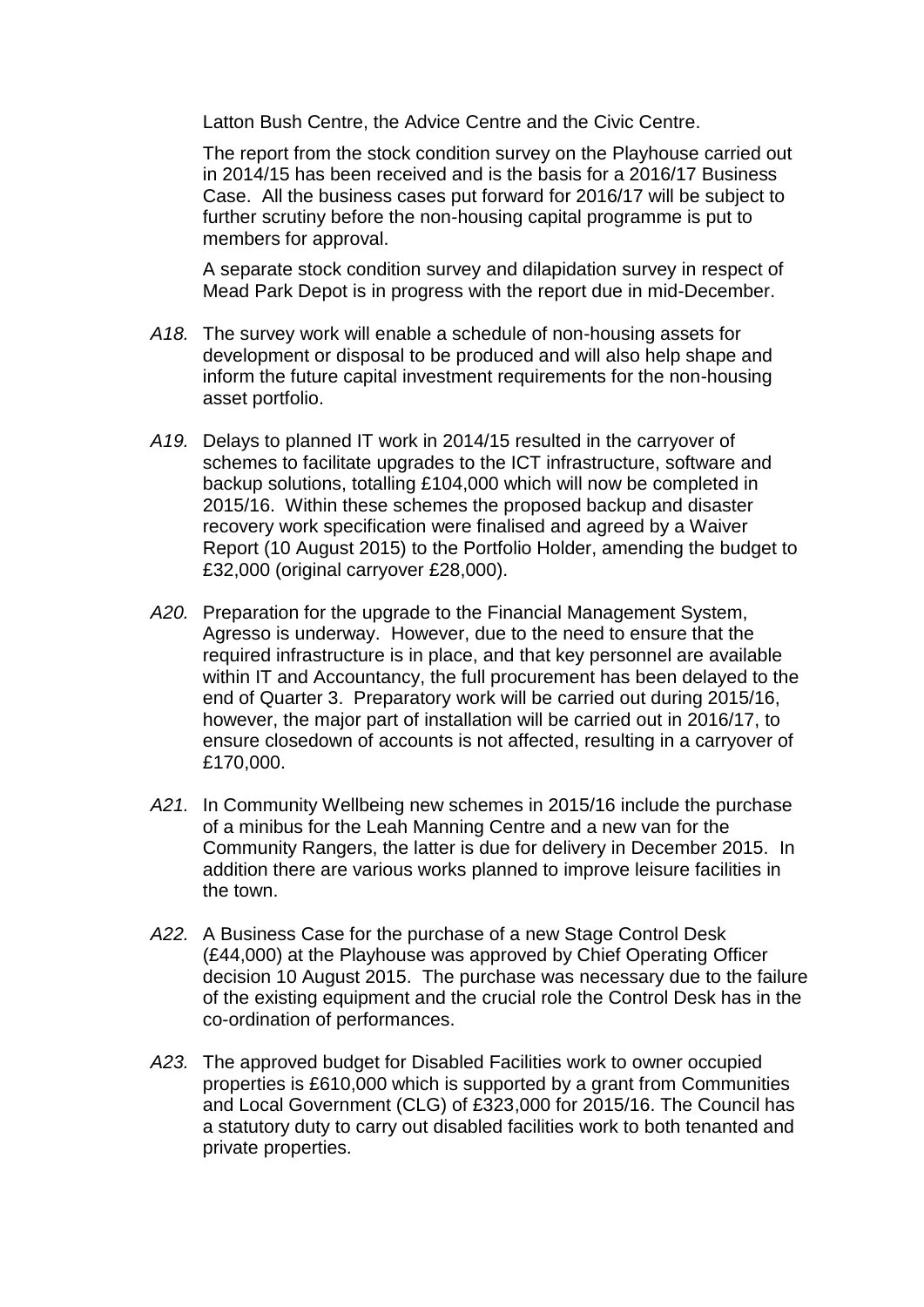Latton Bush Centre, the Advice Centre and the Civic Centre.

The report from the stock condition survey on the Playhouse carried out in 2014/15 has been received and is the basis for a 2016/17 Business Case. All the business cases put forward for 2016/17 will be subject to further scrutiny before the non-housing capital programme is put to members for approval.

A separate stock condition survey and dilapidation survey in respect of Mead Park Depot is in progress with the report due in mid-December.

*A18.* The survey work will enable a schedule of non-housing assets for development or disposal to be produced and will also help shape and inform the future capital investment requirements for the non-housing asset portfolio.

*A19.* Delays to planned IT work in 2014/15 resulted in the carryover of schemes to facilitate upgrades to the ICT infrastructure, software and backup solutions, totalling £104,000 which will now be completed in 2015/16. Within these schemes the proposed backup and disaster recovery work specification were finalised and agreed by a Waiver Report (10 August 2015) to the Portfolio Holder, amending the budget to £32,000 (original carryover £28,000).

*A20.* Preparation for the upgrade to the Financial Management System, Agresso is underway. However, due to the need to ensure that the required infrastructure is in place, and that key personnel are available within IT and Accountancy, the full procurement has been delayed to the end of Quarter 3. Preparatory work will be carried out during 2015/16, however, the major part of installation will be carried out in 2016/17, to ensure closedown of accounts is not affected, resulting in a carryover of £170,000.

*A21.* In Community Wellbeing new schemes in 2015/16 include the purchase of a minibus for the Leah Manning Centre and a new van for the Community Rangers, the latter is due for delivery in December 2015. In addition there are various works planned to improve leisure facilities in the town.

*A22.* A Business Case for the purchase of a new Stage Control Desk (£44,000) at the Playhouse was approved by Chief Operating Officer decision 10 August 2015. The purchase was necessary due to the failure of the existing equipment and the crucial role the Control Desk has in the co-ordination of performances.

*A23.* The approved budget for Disabled Facilities work to owner occupied properties is £610,000 which is supported by a grant from Communities and Local Government (CLG) of £323,000 for 2015/16. The Council has a statutory duty to carry out disabled facilities work to both tenanted and private properties.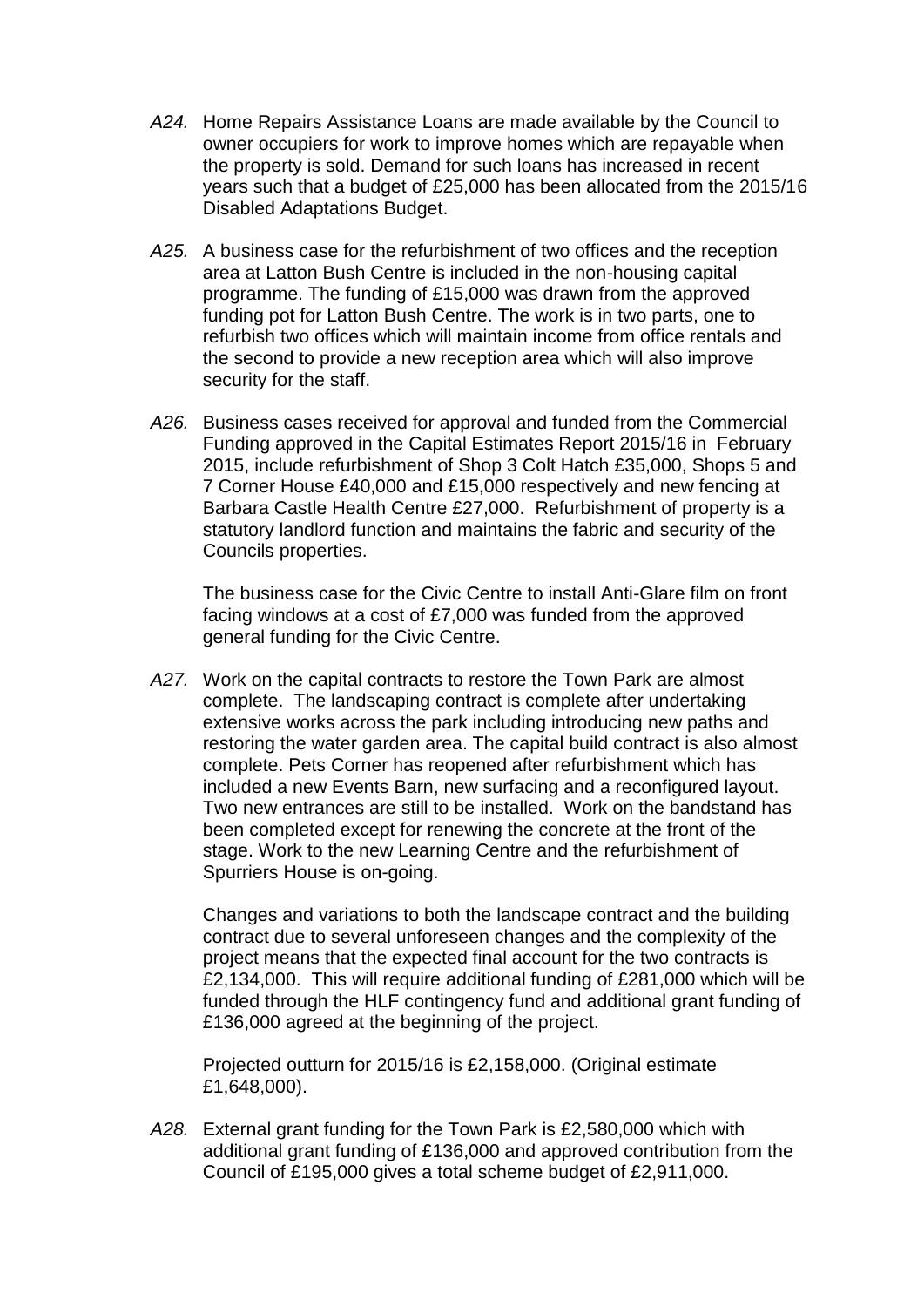*A24.* Home Repairs Assistance Loans are made available by the Council to owner occupiers for work to improve homes which are repayable when the property is sold. Demand for such loans has increased in recent years such that a budget of £25,000 has been allocated from the 2015/16 Disabled Adaptations Budget.

*A25.* A business case for the refurbishment of two offices and the reception area at Latton Bush Centre is included in the non-housing capital programme. The funding of £15,000 was drawn from the approved funding pot for Latton Bush Centre. The work is in two parts, one to refurbish two offices which will maintain income from office rentals and the second to provide a new reception area which will also improve security for the staff.

*A26.* Business cases received for approval and funded from the Commercial Funding approved in the Capital Estimates Report 2015/16 in February 2015, include refurbishment of Shop 3 Colt Hatch £35,000, Shops 5 and 7 Corner House £40,000 and £15,000 respectively and new fencing at Barbara Castle Health Centre £27,000. Refurbishment of property is a statutory landlord function and maintains the fabric and security of the Councils properties.

The business case for the Civic Centre to install Anti-Glare film on front facing windows at a cost of £7,000 was funded from the approved general funding for the Civic Centre.

*A27.* Work on the capital contracts to restore the Town Park are almost complete. The landscaping contract is complete after undertaking extensive works across the park including introducing new paths and restoring the water garden area. The capital build contract is also almost complete. Pets Corner has reopened after refurbishment which has included a new Events Barn, new surfacing and a reconfigured layout. Two new entrances are still to be installed. Work on the bandstand has been completed except for renewing the concrete at the front of the stage. Work to the new Learning Centre and the refurbishment of Spurriers House is on-going.

Changes and variations to both the landscape contract and the building contract due to several unforeseen changes and the complexity of the project means that the expected final account for the two contracts is £2,134,000. This will require additional funding of £281,000 which will be funded through the HLF contingency fund and additional grant funding of £136,000 agreed at the beginning of the project.

Projected outturn for 2015/16 is £2,158,000. (Original estimate £1,648,000).

*A28.* External grant funding for the Town Park is £2,580,000 which with additional grant funding of £136,000 and approved contribution from the Council of £195,000 gives a total scheme budget of £2,911,000.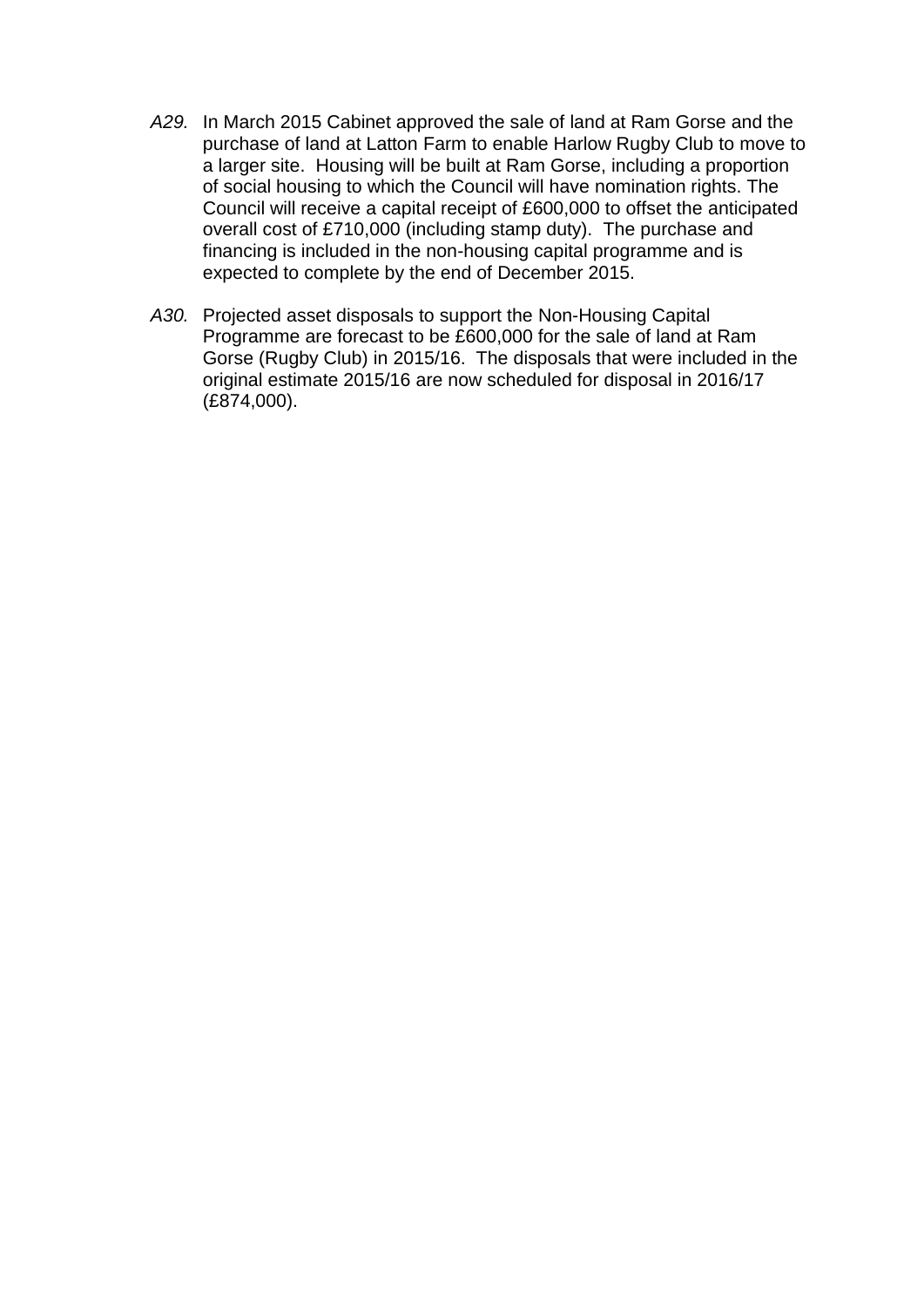*A29.* In March 2015 Cabinet approved the sale of land at Ram Gorse and the purchase of land at Latton Farm to enable Harlow Rugby Club to move to a larger site. Housing will be built at Ram Gorse, including a proportion of social housing to which the Council will have nomination rights. The Council will receive a capital receipt of £600,000 to offset the anticipated overall cost of £710,000 (including stamp duty). The purchase and financing is included in the non-housing capital programme and is expected to complete by the end of December 2015.

*A30.* Projected asset disposals to support the Non-Housing Capital Programme are forecast to be £600,000 for the sale of land at Ram Gorse (Rugby Club) in 2015/16. The disposals that were included in the original estimate 2015/16 are now scheduled for disposal in 2016/17 (£874,000).